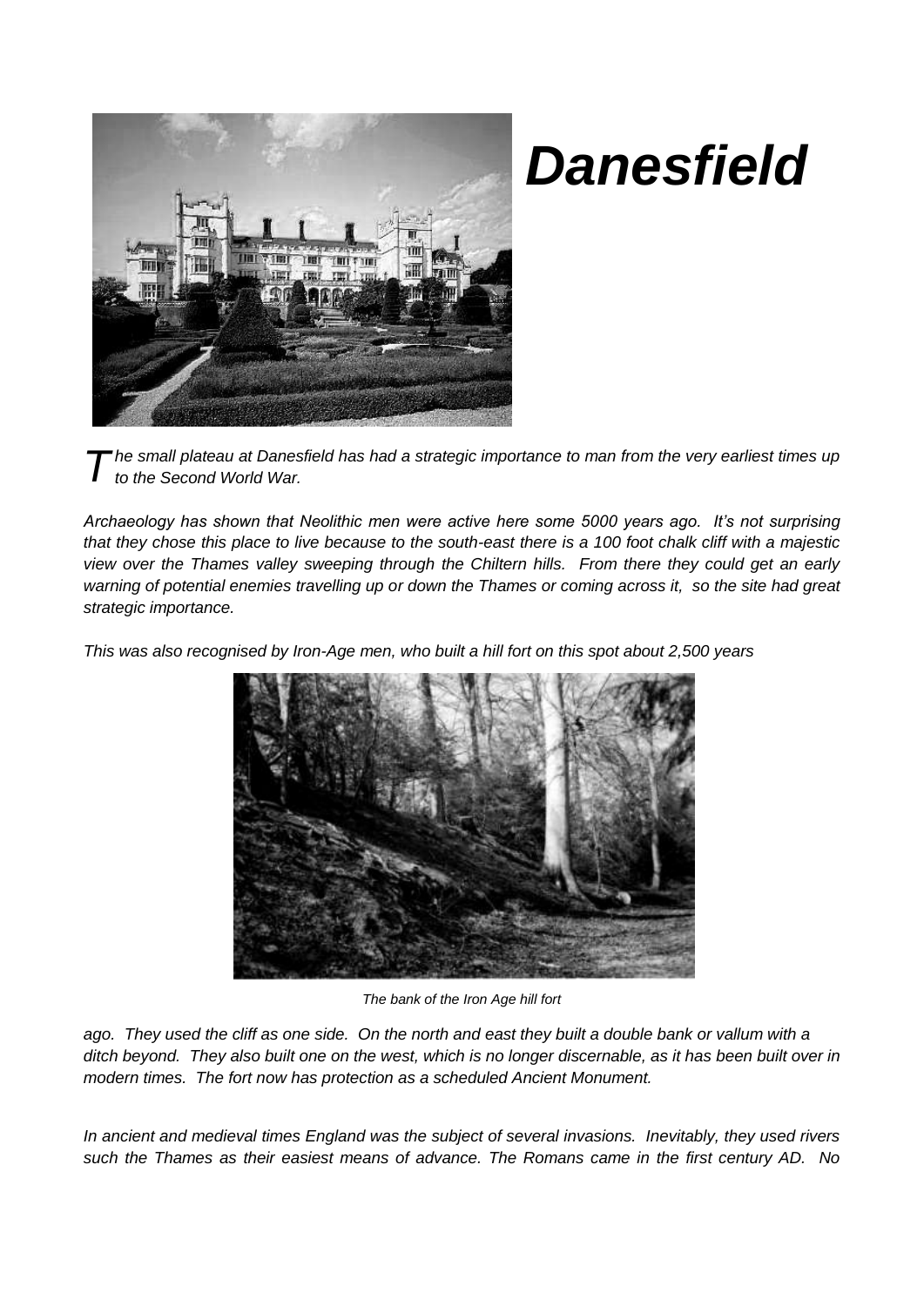# *Danesfield*

*The small plateau at Danesfield has had a strategic importance to man from the very earliest times up to the Second World War.*

*Archaeology has shown that Neolithic men were active here some 5000 years ago. It's not surprising that they chose this place to live because to the south-east there is a 100 foot chalk cliff with a majestic view over the Thames valley sweeping through the Chiltern hills. From there they could get an early warning of potential enemies travelling up or down the Thames or coming across it, so the site had great strategic importance.*

*This was also recognised by Iron-Age men, who built a hill fort on this spot about 2,500 years ago. They used the cliff as one side. On the north and east they built a double bank or vallum with a ditch beyond. They also built one on the west, which is no longer discernable, as it has been built over in modern times. The fort now has protection as a scheduled Ancient Monument.*

*The bank of the Iron Age hill fort*

*In ancient and medieval times England was the subject of several invasions. Inevitably, they used rivers such the Thames as their easiest means of advance. The Romans came in the first century AD. No*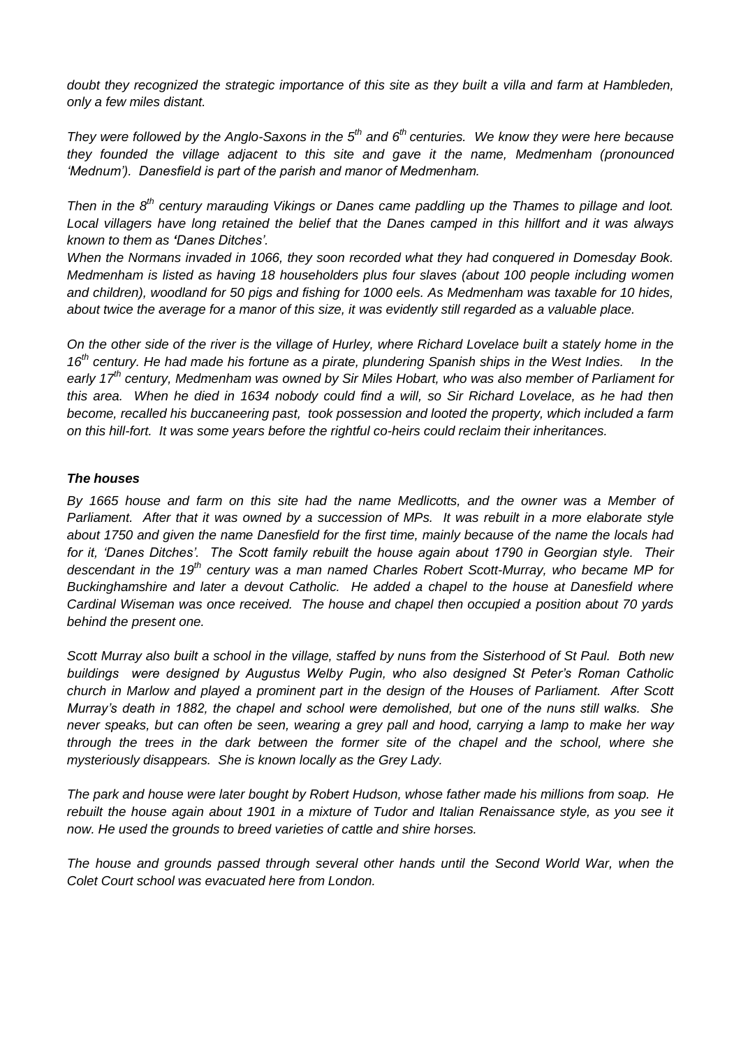*doubt they recognized the strategic importance of this site as they built a villa and farm at Hambleden, only a few miles distant.*

*They were followed by the Anglo-Saxons in the 5th and 6th centuries. We know they were here because they founded the village adjacent to this site and gave it the name, Medmenham (pronounced 'Mednum'). Danesfield is part of the parish and manor of Medmenham.*

*Then in the 8th century marauding Vikings or Danes came paddling up the Thames to pillage and loot. Local villagers have long retained the belief that the Danes camped in this hillfort and it was always known to them as 'Danes Ditches'.*

*When the Normans invaded in 1066, they soon recorded what they had conquered in Domesday Book. Medmenham is listed as having 18 householders plus four slaves (about 100 people including women and children), woodland for 50 pigs and fishing for 1000 eels. As Medmenham was taxable for 10 hides, about twice the average for a manor of this size, it was evidently still regarded as a valuable place.*

*On the other side of the river is the village of Hurley, where Richard Lovelace built a stately home in the 16th century. He had made his fortune as a pirate, plundering Spanish ships in the West Indies. In the early 17th century, Medmenham was owned by Sir Miles Hobart, who was also member of Parliament for this area. When he died in 1634 nobody could find a will, so Sir Richard Lovelace, as he had then become, recalled his buccaneering past, took possession and looted the property, which included a farm on this hill-fort. It was some years before the rightful co-heirs could reclaim their inheritances.*

***The houses***

*By 1665 house and farm on this site had the name Medlicotts, and the owner was a Member of Parliament. After that it was owned by a succession of MPs. It was rebuilt in a more elaborate style about 1750 and given the name Danesfield for the first time, mainly because of the name the locals had for it, 'Danes Ditches'. The Scott family rebuilt the house again about 1790 in Georgian style. Their descendant in the 19th century was a man named Charles Robert Scott-Murray, who became MP for Buckinghamshire and later a devout Catholic. He added a chapel to the house at Danesfield where Cardinal Wiseman was once received. The house and chapel then occupied a position about 70 yards behind the present one.*

*Scott Murray also built a school in the village, staffed by nuns from the Sisterhood of St Paul. Both new buildings were designed by Augustus Welby Pugin, who also designed St Peter's Roman Catholic church in Marlow and played a prominent part in the design of the Houses of Parliament. After Scott Murray's death in 1882, the chapel and school were demolished, but one of the nuns still walks. She never speaks, but can often be seen, wearing a grey pall and hood, carrying a lamp to make her way through the trees in the dark between the former site of the chapel and the school, where she mysteriously disappears. She is known locally as the Grey Lady.*

*The park and house were later bought by Robert Hudson, whose father made his millions from soap. He rebuilt the house again about 1901 in a mixture of Tudor and Italian Renaissance style, as you see it now. He used the grounds to breed varieties of cattle and shire horses.*

*The house and grounds passed through several other hands until the Second World War, when the Colet Court school was evacuated here from London.*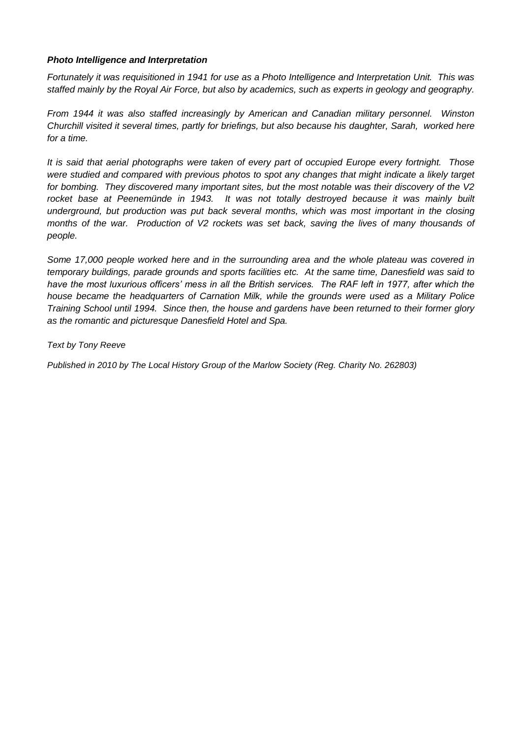***Photo Intelligence and Interpretation***

*Fortunately it was requisitioned in 1941 for use as a Photo Intelligence and Interpretation Unit. This was staffed mainly by the Royal Air Force, but also by academics, such as experts in geology and geography.*

*From 1944 it was also staffed increasingly by American and Canadian military personnel. Winston Churchill visited it several times, partly for briefings, but also because his daughter, Sarah, worked here for a time.*

*It is said that aerial photographs were taken of every part of occupied Europe every fortnight. Those were studied and compared with previous photos to spot any changes that might indicate a likely target for bombing. They discovered many important sites, but the most notable was their discovery of the V2 rocket base at Peenemünde in 1943. It was not totally destroyed because it was mainly built underground, but production was put back several months, which was most important in the closing months of the war. Production of V2 rockets was set back, saving the lives of many thousands of people.*

*Some 17,000 people worked here and in the surrounding area and the whole plateau was covered in temporary buildings, parade grounds and sports facilities etc. At the same time, Danesfield was said to have the most luxurious officers' mess in all the British services. The RAF left in 1977, after which the house became the headquarters of Carnation Milk, while the grounds were used as a Military Police Training School until 1994. Since then, the house and gardens have been returned to their former glory as the romantic and picturesque Danesfield Hotel and Spa.*

*Text by Tony Reeve*

*Published in 2010 by The Local History Group of the Marlow Society (Reg. Charity No. 262803)*